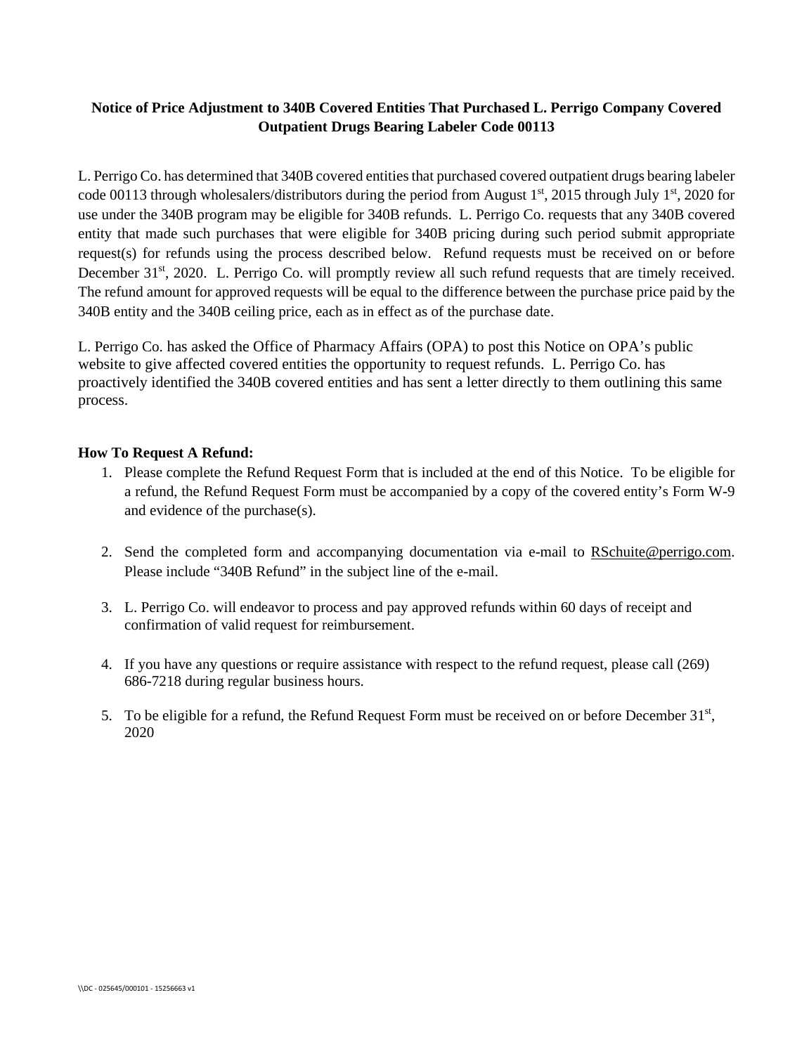**Notice of Price Adjustment to 340B Covered Entities That Purchased L. Perrigo Company Covered Outpatient Drugs Bearing Labeler Code 00113**

L. Perrigo Co. has determined that 340B covered entities that purchased covered outpatient drugs bearing labeler code 00113 through wholesalers/distributors during the period from August 1st, 2015 through July 1st, 2020 for use under the 340B program may be eligible for 340B refunds. L. Perrigo Co. requests that any 340B covered entity that made such purchases that were eligible for 340B pricing during such period submit appropriate request(s) for refunds using the process described below. Refund requests must be received on or before December 31st, 2020. L. Perrigo Co. will promptly review all such refund requests that are timely received. The refund amount for approved requests will be equal to the difference between the purchase price paid by the 340B entity and the 340B ceiling price, each as in effect as of the purchase date.

L. Perrigo Co. has asked the Office of Pharmacy Affairs (OPA) to post this Notice on OPA's public website to give affected covered entities the opportunity to request refunds. L. Perrigo Co. has proactively identified the 340B covered entities and has sent a letter directly to them outlining this same process.

**How To Request A Refund:**

1. Please complete the Refund Request Form that is included at the end of this Notice. To be eligible for a refund, the Refund Request Form must be accompanied by a copy of the covered entity's Form W-9 and evidence of the purchase(s).

2. Send the completed form and accompanying documentation via e-mail to RSchuite@perrigo.com. Please include "340B Refund" in the subject line of the e-mail.

3. L. Perrigo Co. will endeavor to process and pay approved refunds within 60 days of receipt and confirmation of valid request for reimbursement.

4. If you have any questions or require assistance with respect to the refund request, please call (269) 686-7218 during regular business hours.

5. To be eligible for a refund, the Refund Request Form must be received on or before December 31st, 2020

\\DC - 025645/000101 - 15256663 v1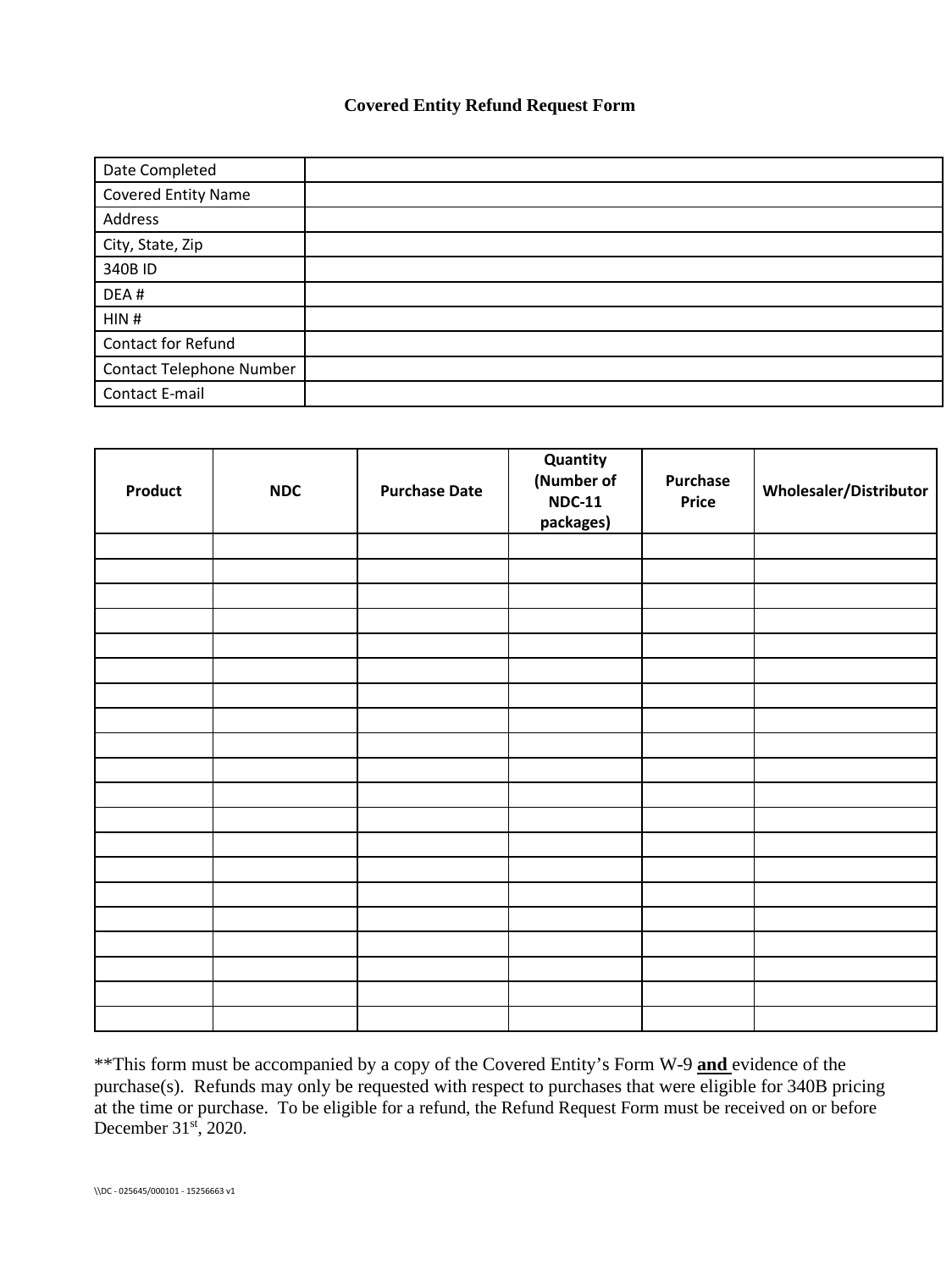**Covered Entity Refund Request Form**

| | |
|---|---|
| Date Completed | |
| Covered Entity Name | |
| Address | |
| City, State, Zip | |
| 340B ID | |
| DEA # | |
| HIN # | |
| Contact for Refund | |
| Contact Telephone Number | |
| Contact E-mail | |

| Product | NDC | Purchase Date | Quantity (Number of NDC-11 packages) | Purchase Price | Wholesaler/Distributor |
|---|---|---|---|---|---|
| | | | | | |
| | | | | | |
| | | | | | |
| | | | | | |
| | | | | | |
| | | | | | |
| | | | | | |
| | | | | | |
| | | | | | |
| | | | | | |
| | | | | | |
| | | | | | |
| | | | | | |
| | | | | | |
| | | | | | |
| | | | | | |
| | | | | | |
| | | | | | |
| | | | | | |
| | | | | | |

**This form must be accompanied by a copy of the Covered Entity's Form W-9 **and** evidence of the purchase(s). Refunds may only be requested with respect to purchases that were eligible for 340B pricing at the time or purchase. To be eligible for a refund, the Refund Request Form must be received on or before December 31st, 2020.

\\DC - 025645/000101 - 15256663 v1